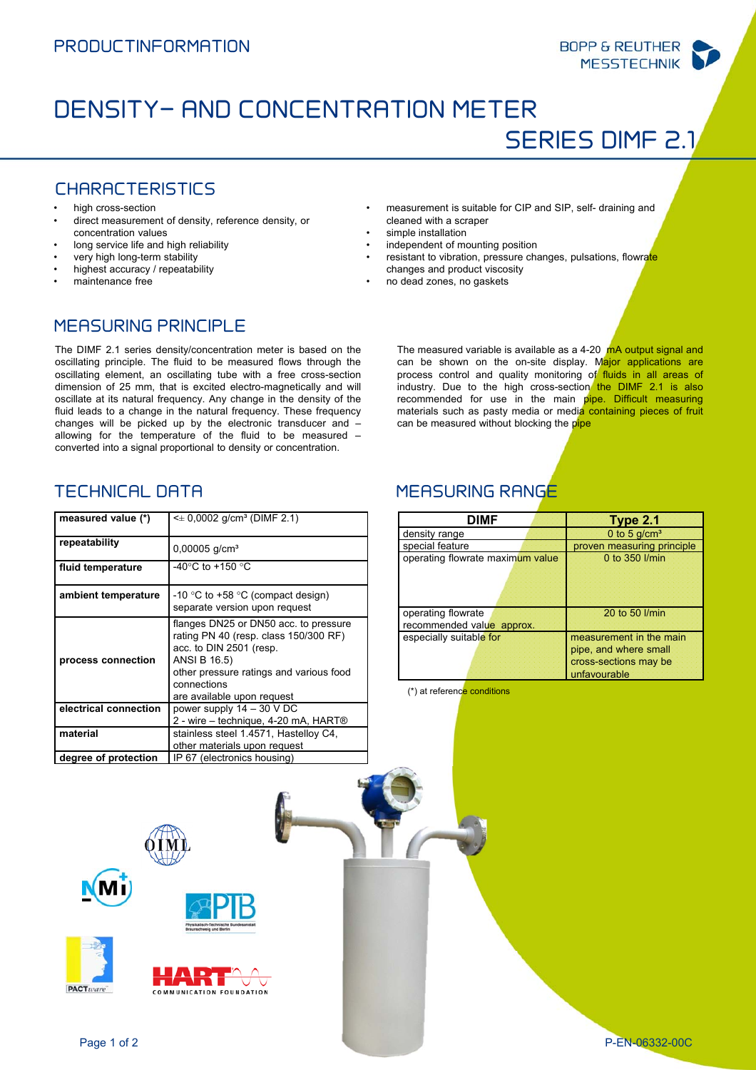PRODUCTINFORMATION

# DENSITY– AND CONCENTRATION METER SERIES DIMF 2.1

## CHARACTERISTICS

- high cross-section
- direct measurement of density, reference density, or concentration values
- long service life and high reliability
- very high long-term stability
- highest accuracy / repeatability
- maintenance free
- measurement is suitable for CIP and SIP, self- draining and cleaned with a scraper
- simple installation
- independent of mounting position
- resistant to vibration, pressure changes, pulsations, flowrate changes and product viscosity
- no dead zones, no gaskets

## MEASURING PRINCIPLE

The DIMF 2.1 series density/concentration meter is based on the oscillating principle. The fluid to be measured flows through the oscillating element, an oscillating tube with a free cross-section dimension of 25 mm, that is excited electro-magnetically and will oscillate at its natural frequency. Any change in the density of the fluid leads to a change in the natural frequency. These frequency changes will be picked up by the electronic transducer and – allowing for the temperature of the fluid to be measured – converted into a signal proportional to density or concentration.

The measured variable is available as a 4-20 mA output signal and can be shown on the on-site display. Major applications are process control and quality monitoring of fluids in all areas of industry. Due to the high cross-section the DIMF 2.1 is also recommended for use in the main pipe. Difficult measuring materials such as pasty media or media containing pieces of fruit can be measured without blocking the pipe

## TECHNICAL DATA

| | |
|---|---|
| **measured value (*)** | <± 0,0002 g/cm³ (DIMF 2.1) |
| **repeatability** | 0,00005 g/cm³ |
| **fluid temperature** | -40°C to +150 °C |
| **ambient temperature** | -10 °C to +58 °C (compact design) separate version upon request |
| **process connection** | flanges DN25 or DN50 acc. to pressure rating PN 40 (resp. class 150/300 RF) acc. to DIN 2501 (resp. ANSI B 16.5) other pressure ratings and various food connections are available upon request |
| **electrical connection** | power supply 14 – 30 V DC 2 - wire – technique, 4-20 mA, HART® |
| **material** | stainless steel 1.4571, Hastelloy C4, other materials upon request |
| **degree of protection** | IP 67 (electronics housing) |

## MEASURING RANGE

| DIMF | Type 2.1 |
|---|---|
| density range | 0 to 5 g/cm³ |
| special feature | proven measuring principle |
| operating flowrate maximum value | 0 to 350 l/min |
| operating flowrate recommended value approx. | 20 to 50 l/min |
| especially suitable for | measurement in the main pipe, and where small cross-sections may be unfavourable |

(*) at reference conditions

P-EN-06332-00C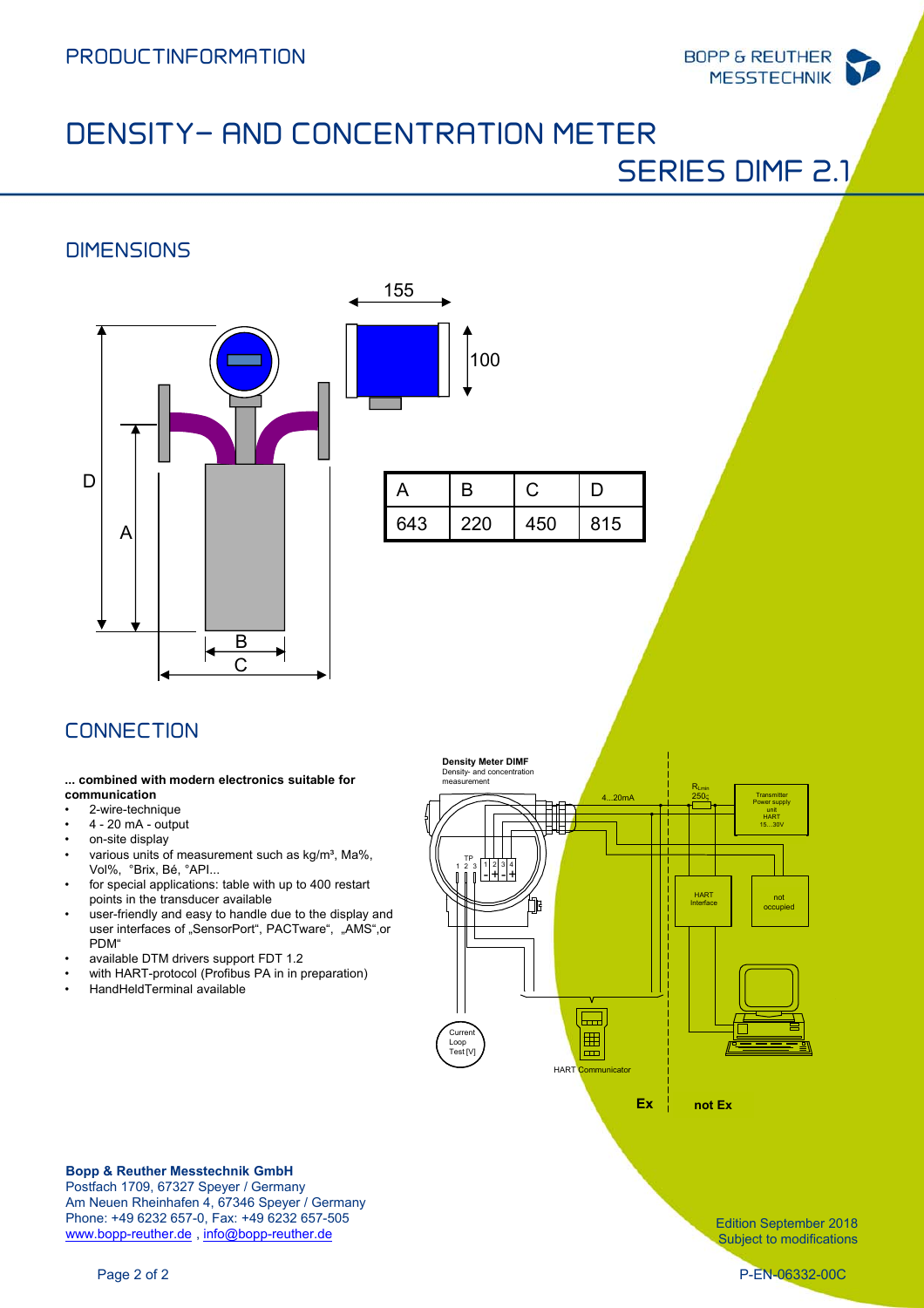PRODUCTINFORMATION

# DENSITY- AND CONCENTRATION METER SERIES DIMF 2.1

## DIMENSIONS

155

100

D

A

B

C

| A | B | C | D |
|---|---|---|---|
| 643 | 220 | 450 | 815 |

## CONNECTION

**... combined with modern electronics suitable for communication**

- 2-wire-technique
- 4 - 20 mA - output
- on-site display
- various units of measurement such as kg/m³, Ma%, Vol%, °Brix, Bé, °API...
- for special applications: table with up to 400 restart points in the transducer available
- user-friendly and easy to handle due to the display and user interfaces of „SensorPort", PACTware", „AMS",or PDM"
- available DTM drivers support FDT 1.2
- with HART-protocol (Profibus PA in in preparation)
- HandHeldTerminal available

**Density Meter DIMF**
Density- and concentration measurement

4...20mA

$R_{Lmin}$ 250Ω

Transmitter Power supply unit HART 15...30V

TP 1 2 3

1 2 3 4

HART Interface

not occupied

Current Loop Test [V]

HART Communicator

**Ex** **not Ex**

**Bopp & Reuther Messtechnik GmbH**
Postfach 1709, 67327 Speyer / Germany
Am Neuen Rheinhafen 4, 67346 Speyer / Germany
Phone: +49 6232 657-0, Fax: +49 6232 657-505
www.bopp-reuther.de , info@bopp-reuther.de

Edition September 2018
Subject to modifications

P-EN-06332-00C